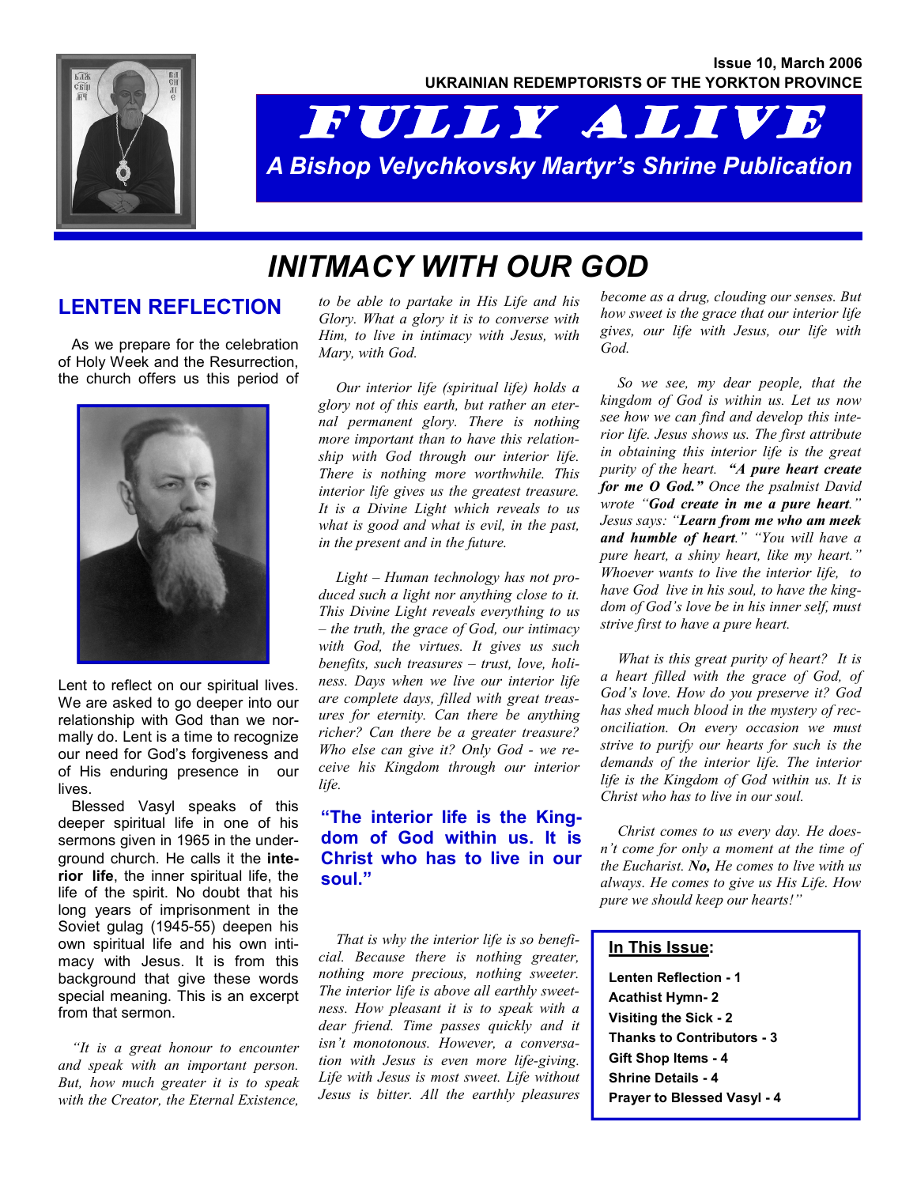Issue 10, March 2006

UKRAINIAN REDEMPTORISTS OF THE YORKTON PROVINCE

# FULLY ALIVE

*A Bishop Velychkovsky Martyr's Shrine Publication*

# INITMACY WITH OUR GOD

## LENTEN REFLECTION

As we prepare for the celebration of Holy Week and the Resurrection, the church offers us this period of Lent to reflect on our spiritual lives. We are asked to go deeper into our relationship with God than we normally do. Lent is a time to recognize our need for God's forgiveness and of His enduring presence in our lives.

Blessed Vasyl speaks of this deeper spiritual life in one of his sermons given in 1965 in the underground church. He calls it the **interior life**, the inner spiritual life, the life of the spirit. No doubt that his long years of imprisonment in the Soviet gulag (1945-55) deepen his own spiritual life and his own intimacy with Jesus. It is from this background that give these words special meaning. This is an excerpt from that sermon.

*"It is a great honour to encounter and speak with an important person. But, how much greater it is to speak with the Creator, the Eternal Existence, to be able to partake in His Life and his Glory. What a glory it is to converse with Him, to live in intimacy with Jesus, with Mary, with God.*

*Our interior life (spiritual life) holds a glory not of this earth, but rather an eternal permanent glory. There is nothing more important than to have this relationship with God through our interior life. There is nothing more worthwhile. This interior life gives us the greatest treasure. It is a Divine Light which reveals to us what is good and what is evil, in the past, in the present and in the future.*

*Light – Human technology has not produced such a light nor anything close to it. This Divine Light reveals everything to us – the truth, the grace of God, our intimacy with God, the virtues. It gives us such benefits, such treasures – trust, love, holiness. Days when we live our interior life are complete days, filled with great treasures for eternity. Can there be anything richer? Can there be a greater treasure? Who else can give it? Only God - we receive his Kingdom through our interior life.*

**"The interior life is the Kingdom of God within us. It is Christ who has to live in our soul."**

*That is why the interior life is so beneficial. Because there is nothing greater, nothing more precious, nothing sweeter. The interior life is above all earthly sweetness. How pleasant it is to speak with a dear friend. Time passes quickly and it isn't monotonous. However, a conversation with Jesus is even more life-giving. Life with Jesus is most sweet. Life without Jesus is bitter. All the earthly pleasures become as a drug, clouding our senses. But how sweet is the grace that our interior life gives, our life with Jesus, our life with God.*

*So we see, my dear people, that the kingdom of God is within us. Let us now see how we can find and develop this interior life. Jesus shows us. The first attribute in obtaining this interior life is the great purity of the heart.* ***"A pure heart create for me O God."*** *Once the psalmist David wrote "****God create in me a pure heart****." Jesus says: "****Learn from me who am meek and humble of heart****." "You will have a pure heart, a shiny heart, like my heart." Whoever wants to live the interior life, to have God live in his soul, to have the kingdom of God's love be in his inner self, must strive first to have a pure heart.*

*What is this great purity of heart? It is a heart filled with the grace of God, of God's love. How do you preserve it? God has shed much blood in the mystery of reconciliation. On every occasion we must strive to purify our hearts for such is the demands of the interior life. The interior life is the Kingdom of God within us. It is Christ who has to live in our soul.*

*Christ comes to us every day. He doesn't come for only a moment at the time of the Eucharist.* ***No,*** *He comes to live with us always. He comes to give us His Life. How pure we should keep our hearts!"*

**In This Issue:**

- **Lenten Reflection - 1**
- **Acathist Hymn- 2**
- **Visiting the Sick - 2**
- **Thanks to Contributors - 3**
- **Gift Shop Items - 4**
- **Shrine Details - 4**
- **Prayer to Blessed Vasyl - 4**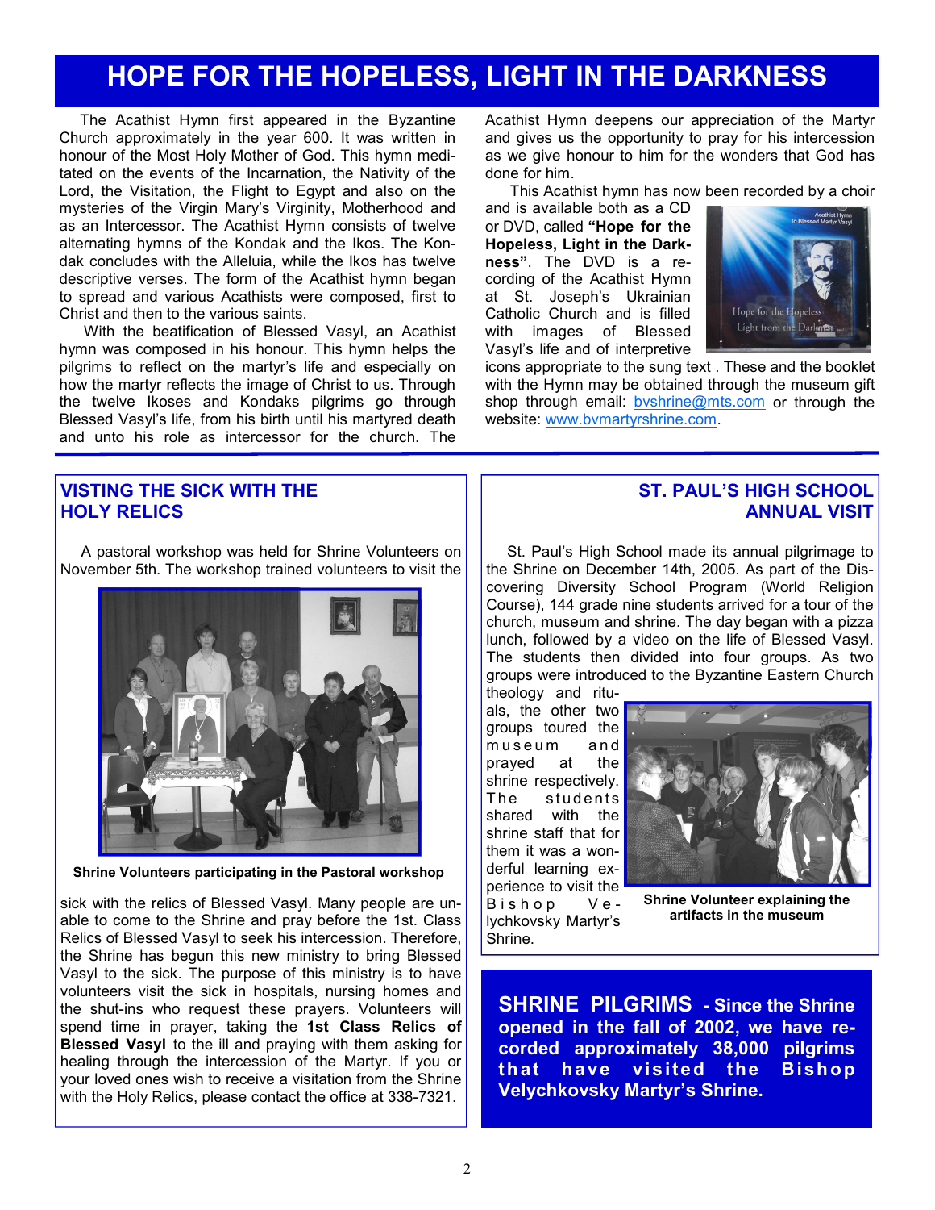# HOPE FOR THE HOPELESS, LIGHT IN THE DARKNESS

The Acathist Hymn first appeared in the Byzantine Church approximately in the year 600. It was written in honour of the Most Holy Mother of God. This hymn meditated on the events of the Incarnation, the Nativity of the Lord, the Visitation, the Flight to Egypt and also on the mysteries of the Virgin Mary's Virginity, Motherhood and as an Intercessor. The Acathist Hymn consists of twelve alternating hymns of the Kondak and the Ikos. The Kondak concludes with the Alleluia, while the Ikos has twelve descriptive verses. The form of the Acathist hymn began to spread and various Acathists were composed, first to Christ and then to the various saints.

With the beatification of Blessed Vasyl, an Acathist hymn was composed in his honour. This hymn helps the pilgrims to reflect on the martyr's life and especially on how the martyr reflects the image of Christ to us. Through the twelve Ikoses and Kondaks pilgrims go through Blessed Vasyl's life, from his birth until his martyred death and unto his role as intercessor for the church. The Acathist Hymn deepens our appreciation of the Martyr and gives us the opportunity to pray for his intercession as we give honour to him for the wonders that God has done for him.

This Acathist hymn has now been recorded by a choir and is available both as a CD or DVD, called **"Hope for the Hopeless, Light in the Darkness"**. The DVD is a recording of the Acathist Hymn at St. Joseph's Ukrainian Catholic Church and is filled with images of Blessed Vasyl's life and of interpretive icons appropriate to the sung text . These and the booklet with the Hymn may be obtained through the museum gift shop through email: bvshrine@mts.com or through the website: www.bvmartyrshrine.com.

## VISTING THE SICK WITH THE HOLY RELICS

A pastoral workshop was held for Shrine Volunteers on November 5th. The workshop trained volunteers to visit the sick with the relics of Blessed Vasyl. Many people are unable to come to the Shrine and pray before the 1st. Class Relics of Blessed Vasyl to seek his intercession. Therefore, the Shrine has begun this new ministry to bring Blessed Vasyl to the sick. The purpose of this ministry is to have volunteers visit the sick in hospitals, nursing homes and the shut-ins who request these prayers. Volunteers will spend time in prayer, taking the **1st Class Relics of Blessed Vasyl** to the ill and praying with them asking for healing through the intercession of the Martyr. If you or your loved ones wish to receive a visitation from the Shrine with the Holy Relics, please contact the office at 338-7321.

**Shrine Volunteers participating in the Pastoral workshop**

## ST. PAUL'S HIGH SCHOOL ANNUAL VISIT

St. Paul's High School made its annual pilgrimage to the Shrine on December 14th, 2005. As part of the Discovering Diversity School Program (World Religion Course), 144 grade nine students arrived for a tour of the church, museum and shrine. The day began with a pizza lunch, followed by a video on the life of Blessed Vasyl. The students then divided into four groups. As two groups were introduced to the Byzantine Eastern Church theology and rituals, the other two groups toured the museum and prayed at the shrine respectively. The students shared with the shrine staff that for them it was a wonderful learning experience to visit the Bishop Velychkovsky Martyr's Shrine.

**Shrine Volunteer explaining the artifacts in the museum**

**SHRINE PILGRIMS - Since the Shrine opened in the fall of 2002, we have recorded approximately 38,000 pilgrims that have visited the Bishop Velychkovsky Martyr's Shrine.**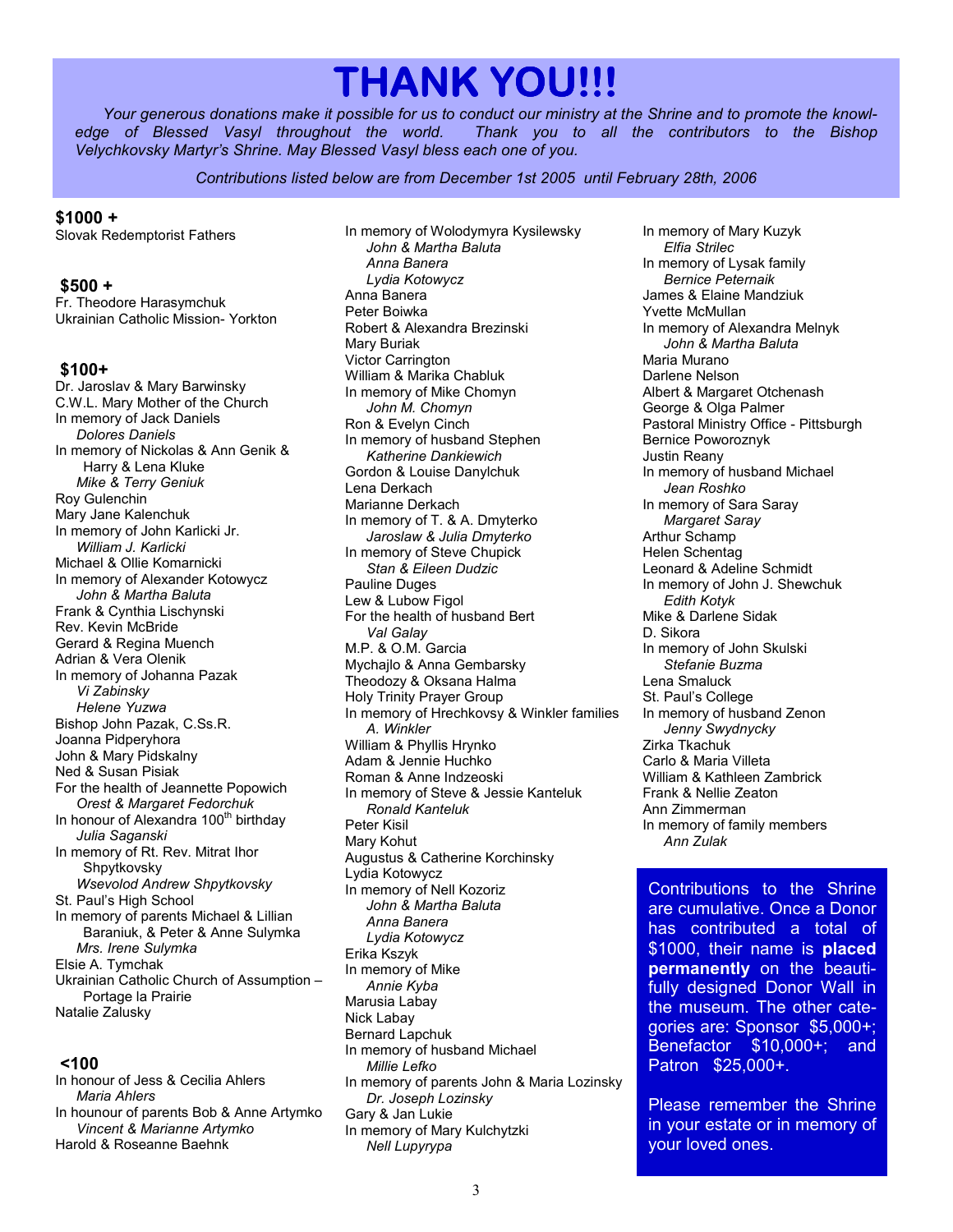# THANK YOU!!!

*Your generous donations make it possible for us to conduct our ministry at the Shrine and to promote the knowledge of Blessed Vasyl throughout the world. Thank you to all the contributors to the Bishop Velychkovsky Martyr's Shrine. May Blessed Vasyl bless each one of you.*

*Contributions listed below are from December 1st 2005 until February 28th, 2006*

**$1000 +**

Slovak Redemptorist Fathers

**$500 +**

Fr. Theodore Harasymchuk
Ukrainian Catholic Mission- Yorkton

**$100+**

Dr. Jaroslav & Mary Barwinsky
C.W.L. Mary Mother of the Church
In memory of Jack Daniels
*Dolores Daniels*
In memory of Nickolas & Ann Genik & Harry & Lena Kluke
*Mike & Terry Geniuk*
Roy Gulenchin
Mary Jane Kalenchuk
In memory of John Karlicki Jr.
*William J. Karlicki*
Michael & Ollie Komarnicki
In memory of Alexander Kotowycz
*John & Martha Baluta*
Frank & Cynthia Lischynski
Rev. Kevin McBride
Gerard & Regina Muench
Adrian & Vera Olenik
In memory of Johanna Pazak
*Vi Zabinsky*
*Helene Yuzwa*
Bishop John Pazak, C.Ss.R.
Joanna Pidperyhora
John & Mary Pidskalny
Ned & Susan Pisiak
For the health of Jeannette Popowich
*Orest & Margaret Fedorchuk*
In honour of Alexandra 100th birthday
*Julia Saganski*
In memory of Rt. Rev. Mitrat Ihor Shpytkovsky
*Wsevolod Andrew Shpytkovsky*
St. Paul's High School
In memory of parents Michael & Lillian Baraniuk, & Peter & Anne Sulymka
*Mrs. Irene Sulymka*
Elsie A. Tymchak
Ukrainian Catholic Church of Assumption – Portage la Prairie
Natalie Zalusky

**<100**

In honour of Jess & Cecilia Ahlers
*Maria Ahlers*
In hounour of parents Bob & Anne Artymko
*Vincent & Marianne Artymko*
Harold & Roseanne Baehnk
In memory of Wolodymyra Kysilewsky
*John & Martha Baluta*
*Anna Banera*
*Lydia Kotowycz*
Anna Banera
Peter Boiwka
Robert & Alexandra Brezinski
Mary Buriak
Victor Carrington
William & Marika Chabluk
In memory of Mike Chomyn
*John M. Chomyn*
Ron & Evelyn Cinch
In memory of husband Stephen
*Katherine Dankiewich*
Gordon & Louise Danylchuk
Lena Derkach
Marianne Derkach
In memory of T. & A. Dmyterko
*Jaroslaw & Julia Dmyterko*
In memory of Steve Chupick
*Stan & Eileen Dudzic*
Pauline Duges
Lew & Lubow Figol
For the health of husband Bert
*Val Galay*
M.P. & O.M. Garcia
Mychajlo & Anna Gembarsky
Theodozy & Oksana Halma
Holy Trinity Prayer Group
In memory of Hrechkovsy & Winkler families
*A. Winkler*
William & Phyllis Hrynko
Adam & Jennie Huchko
Roman & Anne Indzeoski
In memory of Steve & Jessie Kanteluk
*Ronald Kanteluk*
Peter Kisil
Mary Kohut
Augustus & Catherine Korchinsky
Lydia Kotowycz
In memory of Nell Kozoriz
*John & Martha Baluta*
*Anna Banera*
*Lydia Kotowycz*
Erika Kszyk
In memory of Mike
*Annie Kyba*
Marusia Labay
Nick Labay
Bernard Lapchuk
In memory of husband Michael
*Millie Lefko*
In memory of parents John & Maria Lozinsky
*Dr. Joseph Lozinsky*
Gary & Jan Lukie
In memory of Mary Kulchytzki
*Nell Lupyrypa*
In memory of Mary Kuzyk
*Elfia Strilec*
In memory of Lysak family
*Bernice Peternaik*
James & Elaine Mandziuk
Yvette McMullan
In memory of Alexandra Melnyk
*John & Martha Baluta*
Maria Murano
Darlene Nelson
Albert & Margaret Otchenash
George & Olga Palmer
Pastoral Ministry Office - Pittsburgh
Bernice Poworoznyk
Justin Reany
In memory of husband Michael
*Jean Roshko*
In memory of Sara Saray
*Margaret Saray*
Arthur Schamp
Helen Schentag
Leonard & Adeline Schmidt
In memory of John J. Shewchuk
*Edith Kotyk*
Mike & Darlene Sidak
D. Sikora
In memory of John Skulski
*Stefanie Buzma*
Lena Smaluck
St. Paul's College
In memory of husband Zenon
*Jenny Swydnycky*
Zirka Tkachuk
Carlo & Maria Villeta
William & Kathleen Zambrick
Frank & Nellie Zeaton
Ann Zimmerman
In memory of family members
*Ann Zulak*

Contributions to the Shrine are cumulative. Once a Donor has contributed a total of $1000, their name is **placed permanently** on the beautifully designed Donor Wall in the museum. The other categories are: Sponsor $5,000+; Benefactor $10,000+; and Patron $25,000+.

Please remember the Shrine in your estate or in memory of your loved ones.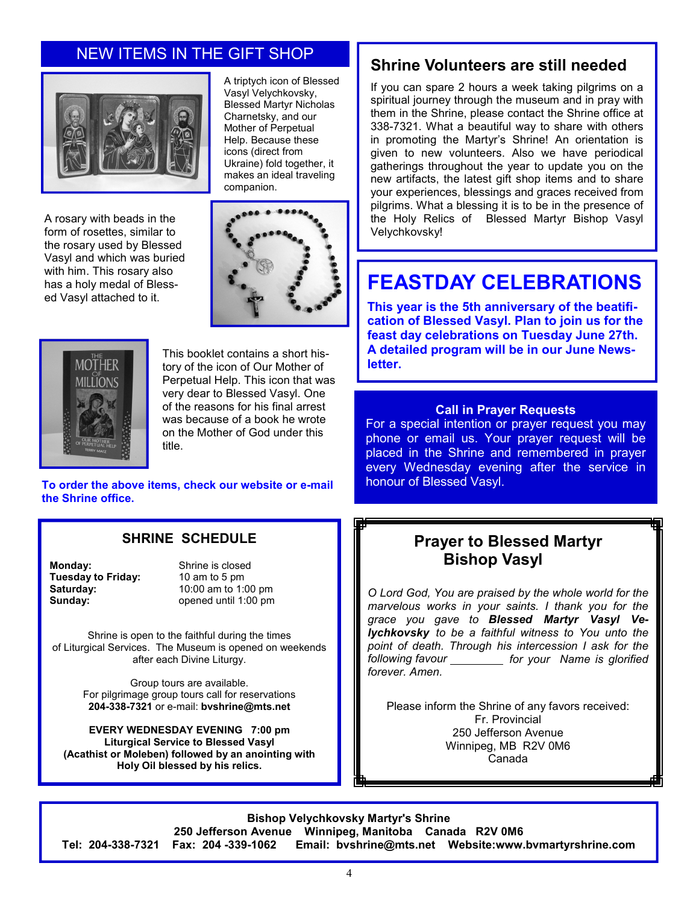## NEW ITEMS IN THE GIFT SHOP

A triptych icon of Blessed Vasyl Velychkovsky, Blessed Martyr Nicholas Charnetsky, and our Mother of Perpetual Help. Because these icons (direct from Ukraine) fold together, it makes an ideal traveling companion.

A rosary with beads in the form of rosettes, similar to the rosary used by Blessed Vasyl and which was buried with him. This rosary also has a holy medal of Blessed Vasyl attached to it.

This booklet contains a short history of the icon of Our Mother of Perpetual Help. This icon that was very dear to Blessed Vasyl. One of the reasons for his final arrest was because of a book he wrote on the Mother of God under this title.

**To order the above items, check our website or e-mail the Shrine office.**

## Shrine Volunteers are still needed

If you can spare 2 hours a week taking pilgrims on a spiritual journey through the museum and in pray with them in the Shrine, please contact the Shrine office at 338-7321. What a beautiful way to share with others in promoting the Martyr's Shrine! An orientation is given to new volunteers. Also we have periodical gatherings throughout the year to update you on the new artifacts, the latest gift shop items and to share your experiences, blessings and graces received from pilgrims. What a blessing it is to be in the presence of the Holy Relics of Blessed Martyr Bishop Vasyl Velychkovsky!

## FEASTDAY CELEBRATIONS

**This year is the 5th anniversary of the beatification of Blessed Vasyl. Plan to join us for the feast day celebrations on Tuesday June 27th. A detailed program will be in our June Newsletter.**

### Call in Prayer Requests

For a special intention or prayer request you may phone or email us. Your prayer request will be placed in the Shrine and remembered in prayer every Wednesday evening after the service in honour of Blessed Vasyl.

### SHRINE SCHEDULE

| | |
|---|---|
| **Monday:** | Shrine is closed |
| **Tuesday to Friday:** | 10 am to 5 pm |
| **Saturday:** | 10:00 am to 1:00 pm |
| **Sunday:** | opened until 1:00 pm |

Shrine is open to the faithful during the times of Liturgical Services. The Museum is opened on weekends after each Divine Liturgy.

Group tours are available.
For pilgrimage group tours call for reservations
**204-338-7321** or e-mail: **bvshrine@mts.net**

**EVERY WEDNESDAY EVENING 7:00 pm**
**Liturgical Service to Blessed Vasyl**
**(Acathist or Moleben) followed by an anointing with Holy Oil blessed by his relics.**

### Prayer to Blessed Martyr Bishop Vasyl

*O Lord God, You are praised by the whole world for the marvelous works in your saints. I thank you for the grace you gave to* ***Blessed Martyr Vasyl Velychkovsky*** *to be a faithful witness to You unto the point of death. Through his intercession I ask for the following favour ________ for your Name is glorified forever. Amen.*

Please inform the Shrine of any favors received:
Fr. Provincial
250 Jefferson Avenue
Winnipeg, MB R2V 0M6
Canada

**Bishop Velychkovsky Martyr's Shrine**
**250 Jefferson Avenue Winnipeg, Manitoba Canada R2V 0M6**
**Tel: 204-338-7321 Fax: 204 -339-1062 Email: bvshrine@mts.net Website:www.bvmartyrshrine.com**